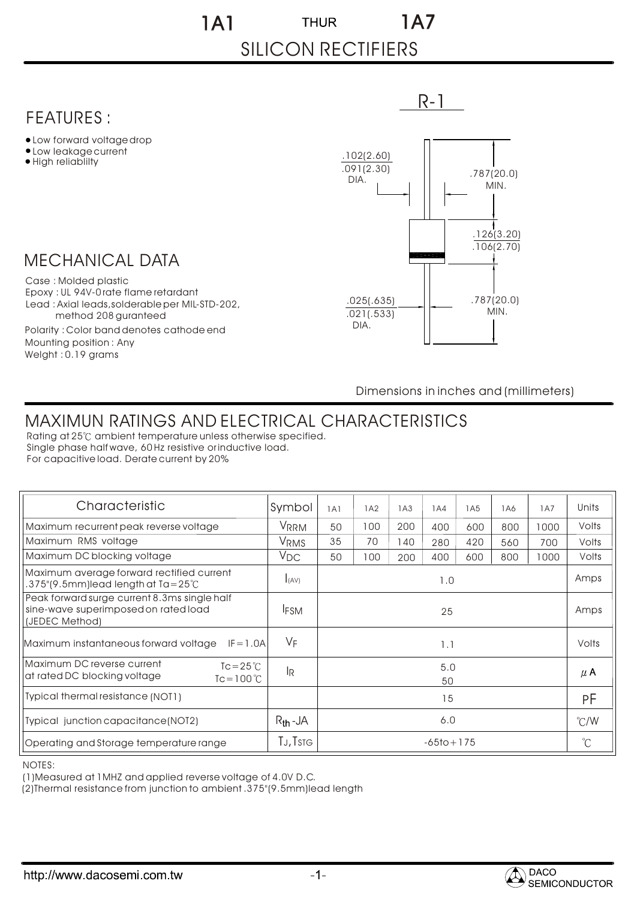# 1A1 THUR 1A7

## SILICON RECTIFIERS

## FEATURES :

- Low forward voltage drop
- Low leakage current
- High reliablilty

R-1

.102(2.60)
.091(2.30)
DIA.

.787(20.0)
MIN.

.126(3.20)
.106(2.70)

.025(.635)
.021(.533)
DIA.

.787(20.0)
MIN.

## MECHANICAL DATA

Case : Molded plastic
Epoxy : UL 94V-0 rate flame retardant
Lead : Axial leads,solderable per MIL-STD-202, method 208 guranteed
Polarity : Color band denotes cathode end
Mounting position : Any
Weight : 0.19 grams

Dimensions in inches and (millimeters)

## MAXIMUN RATINGS AND ELECTRICAL CHARACTERISTICS

Rating at 25℃ ambient temperature unless otherwise specified.
Single phase half wave, 60 Hz resistive or inductive load.
For capacitive load. Derate current by 20%

| Characteristic | Symbol | 1A1 | 1A2 | 1A3 | 1A4 | 1A5 | 1A6 | 1A7 | Units |
|---|---|---|---|---|---|---|---|---|---|
| Maximum recurrent peak reverse voltage | $V_{RRM}$ | 50 | 100 | 200 | 400 | 600 | 800 | 1000 | Volts |
| Maximum RMS voltage | $V_{RMS}$ | 35 | 70 | 140 | 280 | 420 | 560 | 700 | Volts |
| Maximum DC blocking voltage | $V_{DC}$ | 50 | 100 | 200 | 400 | 600 | 800 | 1000 | Volts |
| Maximum average forward rectified current .375"(9.5mm)lead length at Ta=25℃ | $I_{(AV)}$ | 1.0 | | | | | | | Amps |
| Peak forward surge current 8.3ms single half sine-wave superimposed on rated load (JEDEC Method) | $I_{FSM}$ | 25 | | | | | | | Amps |
| Maximum instantaneous forward voltage IF=1.0A | $V_F$ | 1.1 | | | | | | | Volts |
| Maximum DC reverse current at rated DC blocking voltage Tc=25℃ / Tc=100℃ | $I_R$ | 5.0 / 50 | | | | | | | μA |
| Typical thermal resistance (NOT1) | | 15 | | | | | | | PF |
| Typical junction capacitance(NOT2) | $R_{th}$-JA | 6.0 | | | | | | | ℃/W |
| Operating and Storage temperature range | $T_J, T_{STG}$ | -65to+175 | | | | | | | ℃ |

NOTES:
(1)Measured at 1MHZ and applied reverse voltage of 4.0V D.C.
(2)Thermal resistance from junction to ambient .375"(9.5mm)lead length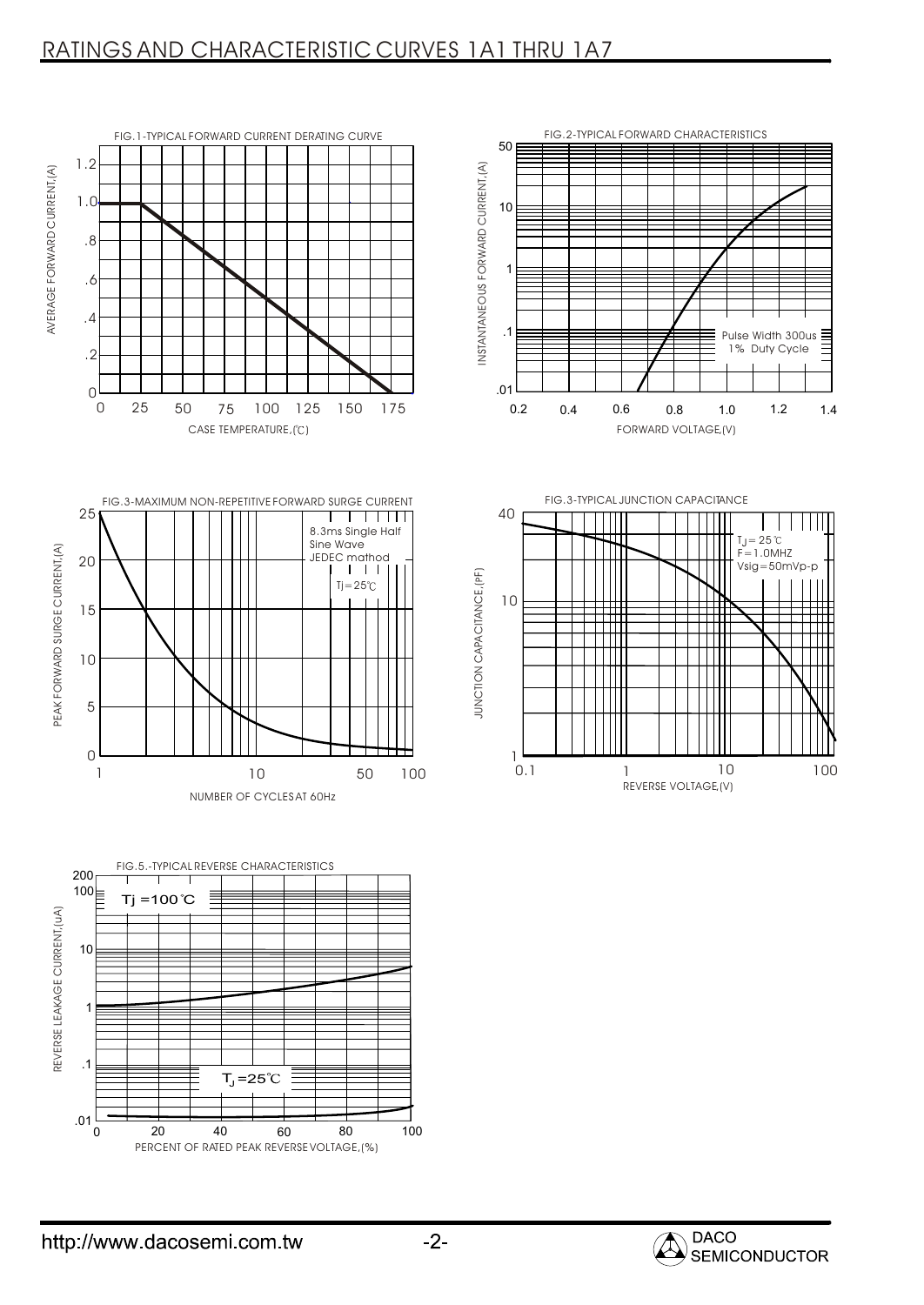# RATINGS AND CHARACTERISTIC CURVES 1A1 THRU 1A7

FIG.1-TYPICAL FORWARD CURRENT DERATING CURVE

AVERAGE FORWARD CURRENT,(A)

1.2
1.0
.8
.6
.4
.2
0

0 25 50 75 100 125 150 175

CASE TEMPERATURE,(℃)

FIG.2-TYPICAL FORWARD CHARACTERISTICS

INSTANTANEOUS FORWARD CURRENT,(A)

50
10
1
.1
.01

0.2 0.4 0.6 0.8 1.0 1.2 1.4

FORWARD VOLTAGE,(V)

Pulse Width 300us
1% Duty Cycle

FIG.3-MAXIMUM NON-REPETITIVE FORWARD SURGE CURRENT

PEAK FORWARD SURGE CURRENT,(A)

25
20
15
10
5
0

1 10 50 100

NUMBER OF CYCLES AT 60Hz

8.3ms Single Half
Sine Wave
JEDEC mathod

Tj=25℃

FIG.3-TYPICAL JUNCTION CAPACITANCE

JUNCTION CAPACITANCE,(PF)

40
10
1

0.1 1 10 100

REVERSE VOLTAGE,(V)

$T_J$=25℃
F=1.0MHZ
Vsig=50mVp-p

FIG.5.-TYPICAL REVERSE CHARACTERISTICS

REVERSE LEAKAGE CURRENT,(uA)

200
100
10
1
.1
.01

0 20 40 60 80 100

PERCENT OF RATED PEAK REVERSE VOLTAGE,(%)

Tj =100℃

$T_J$=25℃